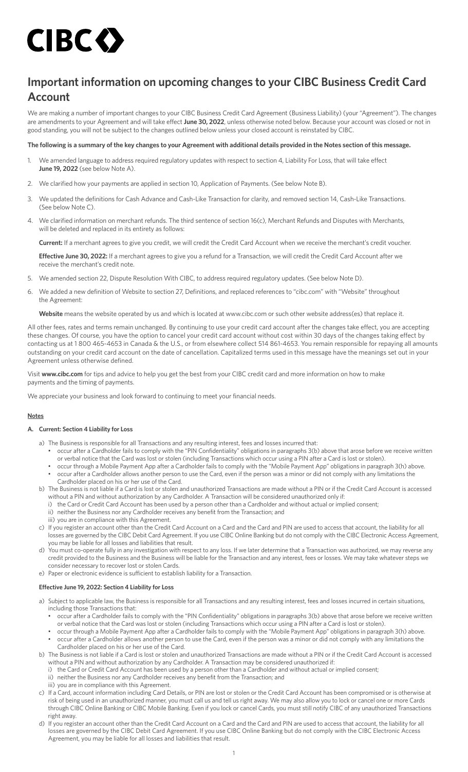# CIBC

## Important information on upcoming changes to your CIBC Business Credit Card Account

We are making a number of important changes to your CIBC Business Credit Card Agreement (Business Liability) (your "Agreement"). The changes are amendments to your Agreement and will take effect **June 30, 2022**, unless otherwise noted below. Because your account was closed or not in good standing, you will not be subject to the changes outlined below unless your closed account is reinstated by CIBC.

**The following is a summary of the key changes to your Agreement with additional details provided in the Notes section of this message.**

1. We amended language to address required regulatory updates with respect to section 4, Liability For Loss, that will take effect **June 19, 2022** (see below Note A).
2. We clarified how your payments are applied in section 10, Application of Payments. (See below Note B).
3. We updated the definitions for Cash Advance and Cash-Like Transaction for clarity, and removed section 14, Cash-Like Transactions. (See below Note C).
4. We clarified information on merchant refunds. The third sentence of section 16(c), Merchant Refunds and Disputes with Merchants, will be deleted and replaced in its entirety as follows:

   **Current:** If a merchant agrees to give you credit, we will credit the Credit Card Account when we receive the merchant's credit voucher.

   **Effective June 30, 2022:** If a merchant agrees to give you a refund for a Transaction, we will credit the Credit Card Account after we receive the merchant's credit note.
5. We amended section 22, Dispute Resolution With CIBC, to address required regulatory updates. (See below Note D).
6. We added a new definition of Website to section 27, Definitions, and replaced references to "cibc.com" with "Website" throughout the Agreement:

   **Website** means the website operated by us and which is located at www.cibc.com or such other website address(es) that replace it.

All other fees, rates and terms remain unchanged. By continuing to use your credit card account after the changes take effect, you are accepting these changes. Of course, you have the option to cancel your credit card account without cost within 30 days of the changes taking effect by contacting us at 1 800 465-4653 in Canada & the U.S., or from elsewhere collect 514 861-4653. You remain responsible for repaying all amounts outstanding on your credit card account on the date of cancellation. Capitalized terms used in this message have the meanings set out in your Agreement unless otherwise defined.

Visit **www.cibc.com** for tips and advice to help you get the best from your CIBC credit card and more information on how to make payments and the timing of payments.

We appreciate your business and look forward to continuing to meet your financial needs.

### Notes

#### A. Current: Section 4 Liability for Loss

a) The Business is responsible for all Transactions and any resulting interest, fees and losses incurred that:
   - occur after a Cardholder fails to comply with the "PIN Confidentiality" obligations in paragraphs 3(b) above that arose before we receive written or verbal notice that the Card was lost or stolen (including Transactions which occur using a PIN after a Card is lost or stolen).
   - occur through a Mobile Payment App after a Cardholder fails to comply with the "Mobile Payment App" obligations in paragraph 3(h) above.
   - occur after a Cardholder allows another person to use the Card, even if the person was a minor or did not comply with any limitations the Cardholder placed on his or her use of the Card.

b) The Business is not liable if a Card is lost or stolen and unauthorized Transactions are made without a PIN or if the Credit Card Account is accessed without a PIN and without authorization by any Cardholder. A Transaction will be considered unauthorized only if:
   i) the Card or Credit Card Account has been used by a person other than a Cardholder and without actual or implied consent;
   ii) neither the Business nor any Cardholder receives any benefit from the Transaction; and
   iii) you are in compliance with this Agreement.

c) If you register an account other than the Credit Card Account on a Card and the Card and PIN are used to access that account, the liability for all losses are governed by the CIBC Debit Card Agreement. If you use CIBC Online Banking but do not comply with the CIBC Electronic Access Agreement, you may be liable for all losses and liabilities that result.

d) You must co-operate fully in any investigation with respect to any loss. If we later determine that a Transaction was authorized, we may reverse any credit provided to the Business and the Business will be liable for the Transaction and any interest, fees or losses. We may take whatever steps we consider necessary to recover lost or stolen Cards.

e) Paper or electronic evidence is sufficient to establish liability for a Transaction.

#### Effective June 19, 2022: Section 4 Liability for Loss

a) Subject to applicable law, the Business is responsible for all Transactions and any resulting interest, fees and losses incurred in certain situations, including those Transactions that:
   - occur after a Cardholder fails to comply with the "PIN Confidentiality" obligations in paragraphs 3(b) above that arose before we receive written or verbal notice that the Card was lost or stolen (including Transactions which occur using a PIN after a Card is lost or stolen).
   - occur through a Mobile Payment App after a Cardholder fails to comply with the "Mobile Payment App" obligations in paragraph 3(h) above.
   - occur after a Cardholder allows another person to use the Card, even if the person was a minor or did not comply with any limitations the Cardholder placed on his or her use of the Card.

b) The Business is not liable if a Card is lost or stolen and unauthorized Transactions are made without a PIN or if the Credit Card Account is accessed without a PIN and without authorization by any Cardholder. A Transaction may be considered unauthorized if:
   i) the Card or Credit Card Account has been used by a person other than a Cardholder and without actual or implied consent;
   ii) neither the Business nor any Cardholder receives any benefit from the Transaction; and
   iii) you are in compliance with this Agreement.

c) If a Card, account information including Card Details, or PIN are lost or stolen or the Credit Card Account has been compromised or is otherwise at risk of being used in an unauthorized manner, you must call us and tell us right away. We may also allow you to lock or cancel one or more Cards through CIBC Online Banking or CIBC Mobile Banking. Even if you lock or cancel Cards, you must still notify CIBC of any unauthorized Transactions right away.

d) If you register an account other than the Credit Card Account on a Card and the Card and PIN are used to access that account, the liability for all losses are governed by the CIBC Debit Card Agreement. If you use CIBC Online Banking but do not comply with the CIBC Electronic Access Agreement, you may be liable for all losses and liabilities that result.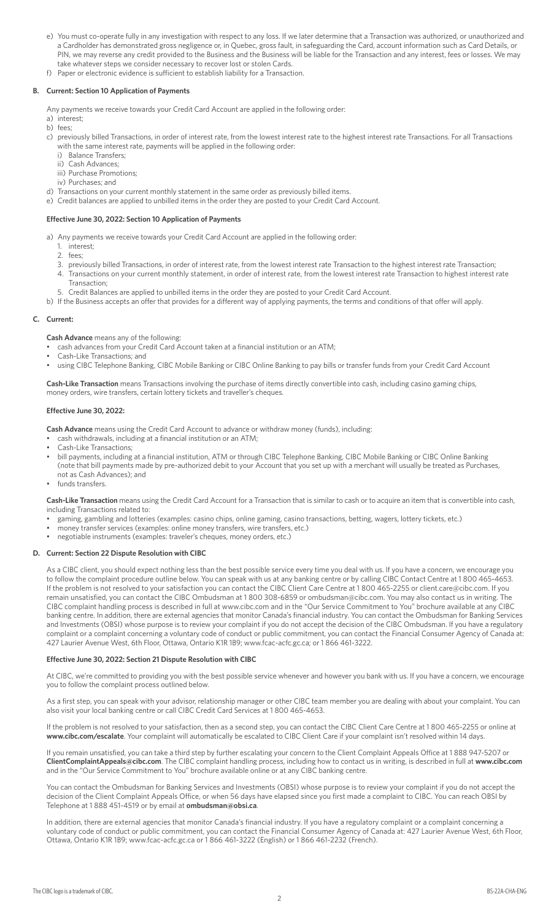e) You must co-operate fully in any investigation with respect to any loss. If we later determine that a Transaction was authorized, or unauthorized and a Cardholder has demonstrated gross negligence or, in Quebec, gross fault, in safeguarding the Card, account information such as Card Details, or PIN, we may reverse any credit provided to the Business and the Business will be liable for the Transaction and any interest, fees or losses. We may take whatever steps we consider necessary to recover lost or stolen Cards.

f) Paper or electronic evidence is sufficient to establish liability for a Transaction.

### B. Current: Section 10 Application of Payments

Any payments we receive towards your Credit Card Account are applied in the following order:

a) interest;

b) fees;

c) previously billed Transactions, in order of interest rate, from the lowest interest rate to the highest interest rate Transactions. For all Transactions with the same interest rate, payments will be applied in the following order:

   i) Balance Transfers;

   ii) Cash Advances;

   iii) Purchase Promotions;

   iv) Purchases; and

d) Transactions on your current monthly statement in the same order as previously billed items.

e) Credit balances are applied to unbilled items in the order they are posted to your Credit Card Account.

**Effective June 30, 2022: Section 10 Application of Payments**

a) Any payments we receive towards your Credit Card Account are applied in the following order:

   1. interest;
   2. fees;
   3. previously billed Transactions, in order of interest rate, from the lowest interest rate Transaction to the highest interest rate Transaction;
   4. Transactions on your current monthly statement, in order of interest rate, from the lowest interest rate Transaction to highest interest rate Transaction;
   5. Credit Balances are applied to unbilled items in the order they are posted to your Credit Card Account.

b) If the Business accepts an offer that provides for a different way of applying payments, the terms and conditions of that offer will apply.

### C. Current:

**Cash Advance** means any of the following:

- cash advances from your Credit Card Account taken at a financial institution or an ATM;
- Cash-Like Transactions; and
- using CIBC Telephone Banking, CIBC Mobile Banking or CIBC Online Banking to pay bills or transfer funds from your Credit Card Account

**Cash-Like Transaction** means Transactions involving the purchase of items directly convertible into cash, including casino gaming chips, money orders, wire transfers, certain lottery tickets and traveller's cheques.

**Effective June 30, 2022:**

**Cash Advance** means using the Credit Card Account to advance or withdraw money (funds), including:

- cash withdrawals, including at a financial institution or an ATM;
- Cash-Like Transactions;
- bill payments, including at a financial institution, ATM or through CIBC Telephone Banking, CIBC Mobile Banking or CIBC Online Banking (note that bill payments made by pre-authorized debit to your Account that you set up with a merchant will usually be treated as Purchases, not as Cash Advances); and
- funds transfers.

**Cash-Like Transaction** means using the Credit Card Account for a Transaction that is similar to cash or to acquire an item that is convertible into cash, including Transactions related to:

- gaming, gambling and lotteries (examples: casino chips, online gaming, casino transactions, betting, wagers, lottery tickets, etc.)
- money transfer services (examples: online money transfers, wire transfers, etc.)
- negotiable instruments (examples: traveler's cheques, money orders, etc.)

### D. Current: Section 22 Dispute Resolution with CIBC

As a CIBC client, you should expect nothing less than the best possible service every time you deal with us. If you have a concern, we encourage you to follow the complaint procedure outline below. You can speak with us at any banking centre or by calling CIBC Contact Centre at 1 800 465-4653. If the problem is not resolved to your satisfaction you can contact the CIBC Client Care Centre at 1 800 465-2255 or client.care@cibc.com. If you remain unsatisfied, you can contact the CIBC Ombudsman at 1 800 308-6859 or ombudsman@cibc.com. You may also contact us in writing. The CIBC complaint handling process is described in full at www.cibc.com and in the "Our Service Commitment to You" brochure available at any CIBC banking centre. In addition, there are external agencies that monitor Canada's financial industry. You can contact the Ombudsman for Banking Services and Investments (OBSI) whose purpose is to review your complaint if you do not accept the decision of the CIBC Ombudsman. If you have a regulatory complaint or a complaint concerning a voluntary code of conduct or public commitment, you can contact the Financial Consumer Agency of Canada at: 427 Laurier Avenue West, 6th Floor, Ottawa, Ontario K1R 1B9; www.fcac-acfc.gc.ca; or 1 866 461-3222.

**Effective June 30, 2022: Section 21 Dispute Resolution with CIBC**

At CIBC, we're committed to providing you with the best possible service whenever and however you bank with us. If you have a concern, we encourage you to follow the complaint process outlined below.

As a first step, you can speak with your advisor, relationship manager or other CIBC team member you are dealing with about your complaint. You can also visit your local banking centre or call CIBC Credit Card Services at 1 800 465-4653.

If the problem is not resolved to your satisfaction, then as a second step, you can contact the CIBC Client Care Centre at 1 800 465-2255 or online at **www.cibc.com/escalate**. Your complaint will automatically be escalated to CIBC Client Care if your complaint isn't resolved within 14 days.

If you remain unsatisfied, you can take a third step by further escalating your concern to the Client Complaint Appeals Office at 1 888 947-5207 or **ClientComplaintAppeals@cibc.com**. The CIBC complaint handling process, including how to contact us in writing, is described in full at **www.cibc.com** and in the "Our Service Commitment to You" brochure available online or at any CIBC banking centre.

You can contact the Ombudsman for Banking Services and Investments (OBSI) whose purpose is to review your complaint if you do not accept the decision of the Client Complaint Appeals Office, or when 56 days have elapsed since you first made a complaint to CIBC. You can reach OBSI by Telephone at 1 888 451-4519 or by email at **ombudsman@obsi.ca**.

In addition, there are external agencies that monitor Canada's financial industry. If you have a regulatory complaint or a complaint concerning a voluntary code of conduct or public commitment, you can contact the Financial Consumer Agency of Canada at: 427 Laurier Avenue West, 6th Floor, Ottawa, Ontario K1R 1B9; www.fcac-acfc.gc.ca or 1 866 461-3222 (English) or 1 866 461-2232 (French).

The CIBC logo is a trademark of CIBC.

BS-22A-CHA-ENG